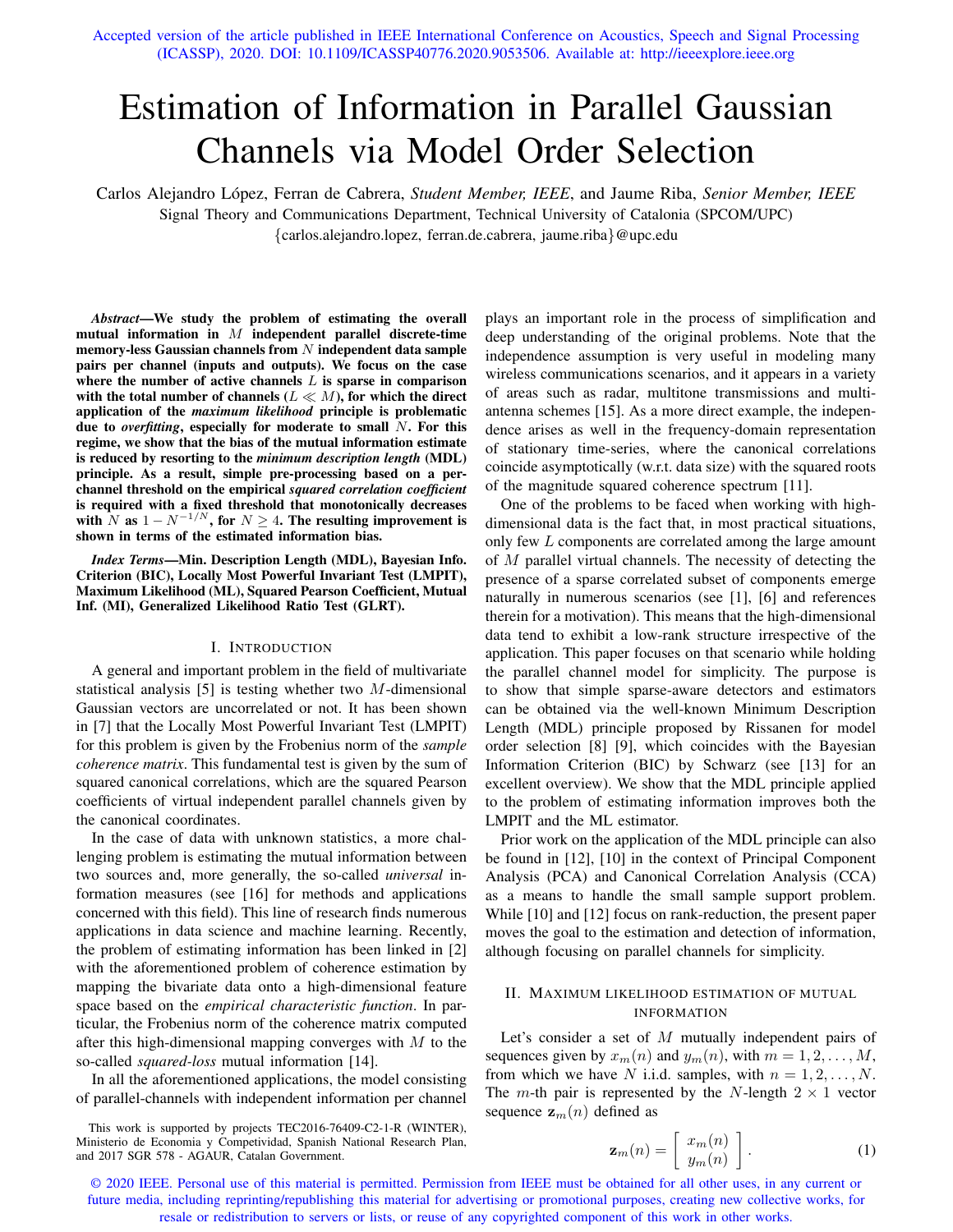Accepted version of the article published in IEEE International Conference on Acoustics, Speech and Signal Processing (ICASSP), 2020. DOI: 10.1109/ICASSP40776.2020.9053506. Available at: http://ieeexplore.ieee.org

# Estimation of Information in Parallel Gaussian Channels via Model Order Selection

Carlos Alejandro López, Ferran de Cabrera, *Student Member, IEEE*, and Jaume Riba, *Senior Member, IEEE*
Signal Theory and Communications Department, Technical University of Catalonia (SPCOM/UPC)
{carlos.alejandro.lopez, ferran.de.cabrera, jaume.riba}@upc.edu

***Abstract*—We study the problem of estimating the overall mutual information in $M$ independent parallel discrete-time memory-less Gaussian channels from $N$ independent data sample pairs per channel (inputs and outputs). We focus on the case where the number of active channels $L$ is sparse in comparison with the total number of channels ($L \ll M$), for which the direct application of the *maximum likelihood* principle is problematic due to *overfitting*, especially for moderate to small $N$. For this regime, we show that the bias of the mutual information estimate is reduced by resorting to the *minimum description length* (MDL) principle. As a result, simple pre-processing based on a per-channel threshold on the empirical *squared correlation coefficient* is required with a fixed threshold that monotonically decreases with $N$ as $1 - N^{-1/N}$, for $N \geq 4$. The resulting improvement is shown in terms of the estimated information bias.**

***Index Terms*—Min. Description Length (MDL), Bayesian Info. Criterion (BIC), Locally Most Powerful Invariant Test (LMPIT), Maximum Likelihood (ML), Squared Pearson Coefficient, Mutual Inf. (MI), Generalized Likelihood Ratio Test (GLRT).**

## I. Introduction

A general and important problem in the field of multivariate statistical analysis [5] is testing whether two $M$-dimensional Gaussian vectors are uncorrelated or not. It has been shown in [7] that the Locally Most Powerful Invariant Test (LMPIT) for this problem is given by the Frobenius norm of the *sample coherence matrix*. This fundamental test is given by the sum of squared canonical correlations, which are the squared Pearson coefficients of virtual independent parallel channels given by the canonical coordinates.

In the case of data with unknown statistics, a more challenging problem is estimating the mutual information between two sources and, more generally, the so-called *universal* information measures (see [16] for methods and applications concerned with this field). This line of research finds numerous applications in data science and machine learning. Recently, the problem of estimating information has been linked in [2] with the aforementioned problem of coherence estimation by mapping the bivariate data onto a high-dimensional feature space based on the *empirical characteristic function*. In particular, the Frobenius norm of the coherence matrix computed after this high-dimensional mapping converges with $M$ to the so-called *squared-loss* mutual information [14].

In all the aforementioned applications, the model consisting of parallel-channels with independent information per channel plays an important role in the process of simplification and deep understanding of the original problems. Note that the independence assumption is very useful in modeling many wireless communications scenarios, and it appears in a variety of areas such as radar, multitone transmissions and multi-antenna schemes [15]. As a more direct example, the independence arises as well in the frequency-domain representation of stationary time-series, where the canonical correlations coincide asymptotically (w.r.t. data size) with the squared roots of the magnitude squared coherence spectrum [11].

One of the problems to be faced when working with high-dimensional data is the fact that, in most practical situations, only few $L$ components are correlated among the large amount of $M$ parallel virtual channels. The necessity of detecting the presence of a sparse correlated subset of components emerge naturally in numerous scenarios (see [1], [6] and references therein for a motivation). This means that the high-dimensional data tend to exhibit a low-rank structure irrespective of the application. This paper focuses on that scenario while holding the parallel channel model for simplicity. The purpose is to show that simple sparse-aware detectors and estimators can be obtained via the well-known Minimum Description Length (MDL) principle proposed by Rissanen for model order selection [8] [9], which coincides with the Bayesian Information Criterion (BIC) by Schwarz (see [13] for an excellent overview). We show that the MDL principle applied to the problem of estimating information improves both the LMPIT and the ML estimator.

Prior work on the application of the MDL principle can also be found in [12], [10] in the context of Principal Component Analysis (PCA) and Canonical Correlation Analysis (CCA) as a means to handle the small sample support problem. While [10] and [12] focus on rank-reduction, the present paper moves the goal to the estimation and detection of information, although focusing on parallel channels for simplicity.

## II. Maximum likelihood estimation of mutual information

Let's consider a set of $M$ mutually independent pairs of sequences given by $x_m(n)$ and $y_m(n)$, with $m = 1, 2, \ldots, M$, from which we have $N$ i.i.d. samples, with $n = 1, 2, \ldots, N$. The $m$-th pair is represented by the $N$-length $2 \times 1$ vector sequence $\mathbf{z}_m(n)$ defined as

$$\mathbf{z}_m(n) = \begin{bmatrix} x_m(n) \\ y_m(n) \end{bmatrix}. \tag{1}$$

This work is supported by projects TEC2016-76409-C2-1-R (WINTER), Ministerio de Economia y Competividad, Spanish National Research Plan, and 2017 SGR 578 - AGAUR, Catalan Government.

© 2020 IEEE. Personal use of this material is permitted. Permission from IEEE must be obtained for all other uses, in any current or future media, including reprinting/republishing this material for advertising or promotional purposes, creating new collective works, for resale or redistribution to servers or lists, or reuse of any copyrighted component of this work in other works.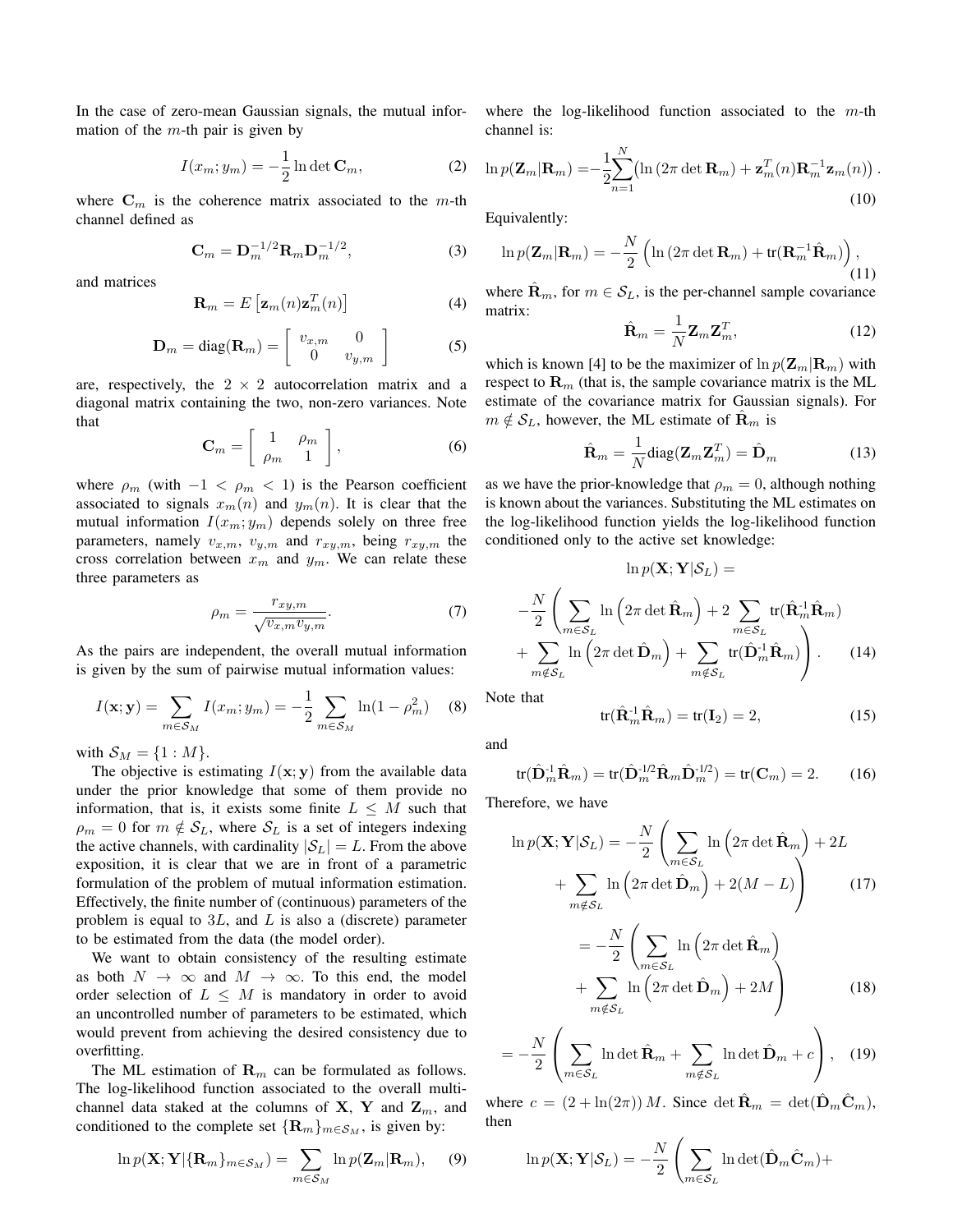In the case of zero-mean Gaussian signals, the mutual information of the $m$-th pair is given by

$$I(x_m; y_m) = -\frac{1}{2}\ln\det \mathbf{C}_m, \tag{2}$$

where $\mathbf{C}_m$ is the coherence matrix associated to the $m$-th channel defined as

$$\mathbf{C}_m = \mathbf{D}_m^{-1/2}\mathbf{R}_m\mathbf{D}_m^{-1/2}, \tag{3}$$

and matrices

$$\mathbf{R}_m = E\left[\mathbf{z}_m(n)\mathbf{z}_m^T(n)\right] \tag{4}$$

$$\mathbf{D}_m = \mathrm{diag}(\mathbf{R}_m) = \left[\begin{array}{cc} v_{x,m} & 0 \\ 0 & v_{y,m} \end{array}\right] \tag{5}$$

are, respectively, the $2\times 2$ autocorrelation matrix and a diagonal matrix containing the two, non-zero variances. Note that

$$\mathbf{C}_m = \left[\begin{array}{cc} 1 & \rho_m \\ \rho_m & 1 \end{array}\right], \tag{6}$$

where $\rho_m$ (with $-1 < \rho_m < 1$) is the Pearson coefficient associated to signals $x_m(n)$ and $y_m(n)$. It is clear that the mutual information $I(x_m; y_m)$ depends solely on three free parameters, namely $v_{x,m}$, $v_{y,m}$ and $r_{xy,m}$, being $r_{xy,m}$ the cross correlation between $x_m$ and $y_m$. We can relate these three parameters as

$$\rho_m = \frac{r_{xy,m}}{\sqrt{v_{x,m}v_{y,m}}}. \tag{7}$$

As the pairs are independent, the overall mutual information is given by the sum of pairwise mutual information values:

$$I(\mathbf{x};\mathbf{y}) = \sum_{m\in\mathcal{S}_M} I(x_m; y_m) = -\frac{1}{2}\sum_{m\in\mathcal{S}_M}\ln(1-\rho_m^2) \tag{8}$$

with $\mathcal{S}_M = \{1:M\}$.

The objective is estimating $I(\mathbf{x};\mathbf{y})$ from the available data under the prior knowledge that some of them provide no information, that is, it exists some finite $L \leq M$ such that $\rho_m = 0$ for $m \notin \mathcal{S}_L$, where $\mathcal{S}_L$ is a set of integers indexing the active channels, with cardinality $|\mathcal{S}_L| = L$. From the above exposition, it is clear that we are in front of a parametric formulation of the problem of mutual information estimation. Effectively, the finite number of (continuous) parameters of the problem is equal to $3L$, and $L$ is also a (discrete) parameter to be estimated from the data (the model order).

We want to obtain consistency of the resulting estimate as both $N\to\infty$ and $M\to\infty$. To this end, the model order selection of $L\leq M$ is mandatory in order to avoid an uncontrolled number of parameters to be estimated, which would prevent from achieving the desired consistency due to overfitting.

The ML estimation of $\mathbf{R}_m$ can be formulated as follows. The log-likelihood function associated to the overall multi-channel data staked at the columns of $\mathbf{X}$, $\mathbf{Y}$ and $\mathbf{Z}_m$, and conditioned to the complete set $\{\mathbf{R}_m\}_{m\in\mathcal{S}_M}$, is given by:

$$\ln p(\mathbf{X};\mathbf{Y}|\{\mathbf{R}_m\}_{m\in\mathcal{S}_M}) = \sum_{m\in\mathcal{S}_M}\ln p(\mathbf{Z}_m|\mathbf{R}_m), \tag{9}$$

where the log-likelihood function associated to the $m$-th channel is:

$$\ln p(\mathbf{Z}_m|\mathbf{R}_m) = -\frac{1}{2}\sum_{n=1}^{N}\left(\ln\left(2\pi\det\mathbf{R}_m\right) + \mathbf{z}_m^T(n)\mathbf{R}_m^{-1}\mathbf{z}_m(n)\right). \tag{10}$$

Equivalently:

$$\ln p(\mathbf{Z}_m|\mathbf{R}_m) = -\frac{N}{2}\left(\ln\left(2\pi\det\mathbf{R}_m\right) + \mathrm{tr}(\mathbf{R}_m^{-1}\hat{\mathbf{R}}_m)\right), \tag{11}$$

where $\hat{\mathbf{R}}_m$, for $m\in\mathcal{S}_L$, is the per-channel sample covariance matrix:

$$\hat{\mathbf{R}}_m = \frac{1}{N}\mathbf{Z}_m\mathbf{Z}_m^T, \tag{12}$$

which is known [4] to be the maximizer of $\ln p(\mathbf{Z}_m|\mathbf{R}_m)$ with respect to $\mathbf{R}_m$ (that is, the sample covariance matrix is the ML estimate of the covariance matrix for Gaussian signals). For $m\notin\mathcal{S}_L$, however, the ML estimate of $\hat{\mathbf{R}}_m$ is

$$\hat{\mathbf{R}}_m = \frac{1}{N}\mathrm{diag}(\mathbf{Z}_m\mathbf{Z}_m^T) = \hat{\mathbf{D}}_m \tag{13}$$

as we have the prior-knowledge that $\rho_m = 0$, although nothing is known about the variances. Substituting the ML estimates on the log-likelihood function yields the log-likelihood function conditioned only to the active set knowledge:

$$\ln p(\mathbf{X};\mathbf{Y}|\mathcal{S}_L) = -\frac{N}{2}\left(\sum_{m\in\mathcal{S}_L}\ln\left(2\pi\det\hat{\mathbf{R}}_m\right) + 2\sum_{m\in\mathcal{S}_L}\mathrm{tr}(\hat{\mathbf{R}}_m^{-1}\hat{\mathbf{R}}_m) + \sum_{m\notin\mathcal{S}_L}\ln\left(2\pi\det\hat{\mathbf{D}}_m\right) + \sum_{m\notin\mathcal{S}_L}\mathrm{tr}(\hat{\mathbf{D}}_m^{-1}\hat{\mathbf{R}}_m)\right). \tag{14}$$

Note that

$$\mathrm{tr}(\hat{\mathbf{R}}_m^{-1}\hat{\mathbf{R}}_m) = \mathrm{tr}(\mathbf{I}_2) = 2, \tag{15}$$

and

$$\mathrm{tr}(\hat{\mathbf{D}}_m^{-1}\hat{\mathbf{R}}_m) = \mathrm{tr}(\hat{\mathbf{D}}_m^{-1/2}\hat{\mathbf{R}}_m\hat{\mathbf{D}}_m^{-1/2}) = \mathrm{tr}(\mathbf{C}_m) = 2. \tag{16}$$

Therefore, we have

$$\ln p(\mathbf{X};\mathbf{Y}|\mathcal{S}_L) = -\frac{N}{2}\left(\sum_{m\in\mathcal{S}_L}\ln\left(2\pi\det\hat{\mathbf{R}}_m\right) + 2L + \sum_{m\notin\mathcal{S}_L}\ln\left(2\pi\det\hat{\mathbf{D}}_m\right) + 2(M-L)\right) \tag{17}$$

$$= -\frac{N}{2}\left(\sum_{m\in\mathcal{S}_L}\ln\left(2\pi\det\hat{\mathbf{R}}_m\right) + \sum_{m\notin\mathcal{S}_L}\ln\left(2\pi\det\hat{\mathbf{D}}_m\right) + 2M\right) \tag{18}$$

$$= -\frac{N}{2}\left(\sum_{m\in\mathcal{S}_L}\ln\det\hat{\mathbf{R}}_m + \sum_{m\notin\mathcal{S}_L}\ln\det\hat{\mathbf{D}}_m + c\right), \tag{19}$$

where $c = (2+\ln(2\pi))\,M$. Since $\det\hat{\mathbf{R}}_m = \det(\hat{\mathbf{D}}_m\hat{\mathbf{C}}_m)$, then

$$\ln p(\mathbf{X};\mathbf{Y}|\mathcal{S}_L) = -\frac{N}{2}\left(\sum_{m\in\mathcal{S}_L}\ln\det(\hat{\mathbf{D}}_m\hat{\mathbf{C}}_m) + \right.$$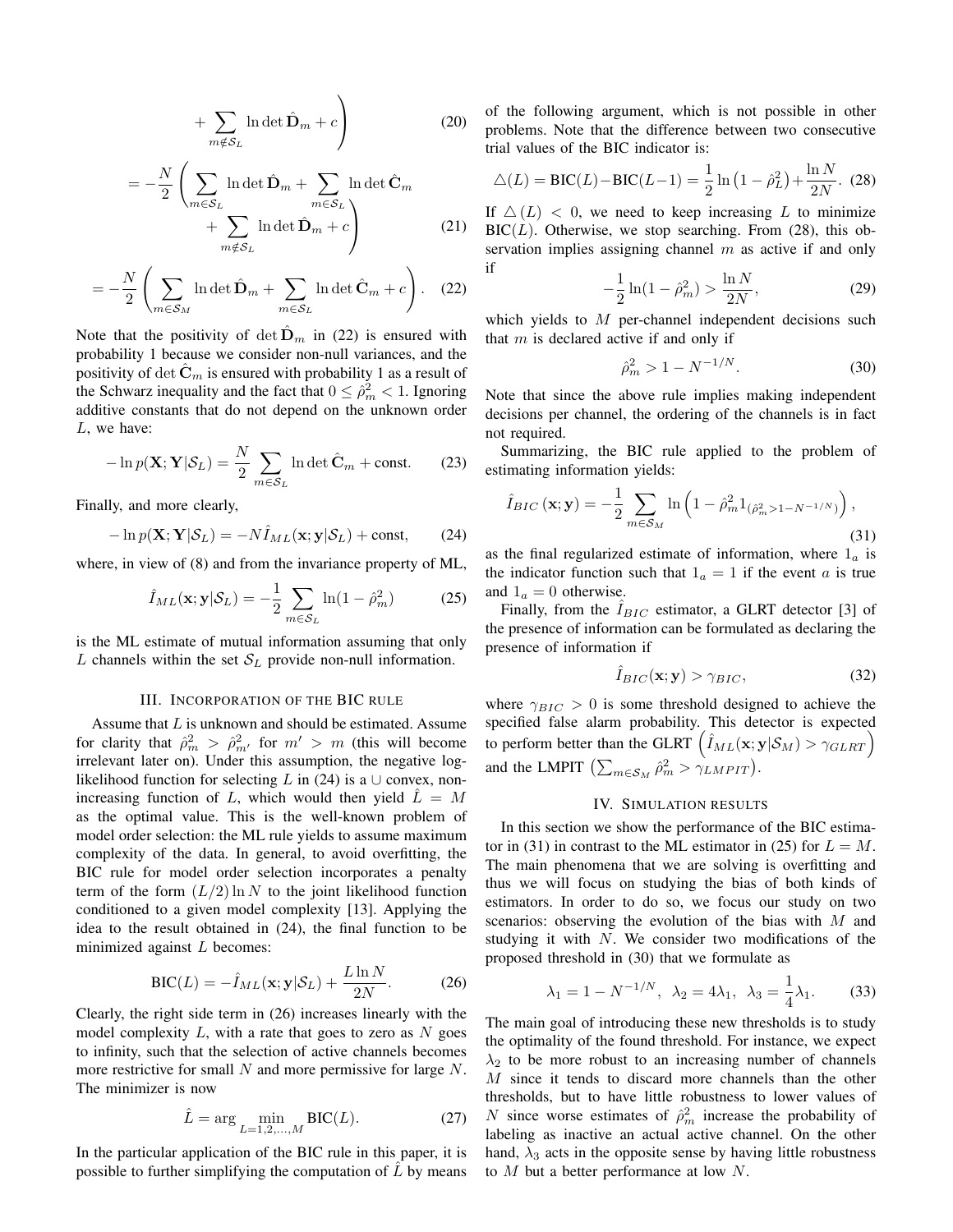$$+ \sum_{m \notin \mathcal{S}_L} \ln \det \hat{\mathbf{D}}_m + c \Bigg) \tag{20}$$

$$= -\frac{N}{2} \Bigg( \sum_{m \in \mathcal{S}_L} \ln \det \hat{\mathbf{D}}_m + \sum_{m \in \mathcal{S}_L} \ln \det \hat{\mathbf{C}}_m + \sum_{m \notin \mathcal{S}_L} \ln \det \hat{\mathbf{D}}_m + c \Bigg) \tag{21}$$

$$= -\frac{N}{2} \left( \sum_{m \in \mathcal{S}_M} \ln \det \hat{\mathbf{D}}_m + \sum_{m \in \mathcal{S}_L} \ln \det \hat{\mathbf{C}}_m + c \right). \tag{22}$$

Note that the positivity of $\det \hat{\mathbf{D}}_m$ in (22) is ensured with probability 1 because we consider non-null variances, and the positivity of $\det \hat{\mathbf{C}}_m$ is ensured with probability 1 as a result of the Schwarz inequality and the fact that $0 \leq \hat{\rho}_m^2 < 1$. Ignoring additive constants that do not depend on the unknown order $L$, we have:

$$-\ln p(\mathbf{X}; \mathbf{Y} | \mathcal{S}_L) = \frac{N}{2} \sum_{m \in \mathcal{S}_L} \ln \det \hat{\mathbf{C}}_m + \text{const.} \tag{23}$$

Finally, and more clearly,

$$-\ln p(\mathbf{X}; \mathbf{Y} | \mathcal{S}_L) = -N \hat{I}_{ML}(\mathbf{x}; \mathbf{y} | \mathcal{S}_L) + \text{const}, \tag{24}$$

where, in view of (8) and from the invariance property of ML,

$$\hat{I}_{ML}(\mathbf{x}; \mathbf{y} | \mathcal{S}_L) = -\frac{1}{2} \sum_{m \in \mathcal{S}_L} \ln(1 - \hat{\rho}_m^2) \tag{25}$$

is the ML estimate of mutual information assuming that only $L$ channels within the set $\mathcal{S}_L$ provide non-null information.

## III. Incorporation of the BIC Rule

Assume that $L$ is unknown and should be estimated. Assume for clarity that $\hat{\rho}_m^2 > \hat{\rho}_{m'}^2$ for $m' > m$ (this will become irrelevant later on). Under this assumption, the negative log-likelihood function for selecting $L$ in (24) is a $\cup$ convex, non-increasing function of $L$, which would then yield $\hat{L} = M$ as the optimal value. This is the well-known problem of model order selection: the ML rule yields to assume maximum complexity of the data. In general, to avoid overfitting, the BIC rule for model order selection incorporates a penalty term of the form $(L/2) \ln N$ to the joint likelihood function conditioned to a given model complexity [13]. Applying the idea to the result obtained in (24), the final function to be minimized against $L$ becomes:

$$\text{BIC}(L) = -\hat{I}_{ML}(\mathbf{x}; \mathbf{y} | \mathcal{S}_L) + \frac{L \ln N}{2N}. \tag{26}$$

Clearly, the right side term in (26) increases linearly with the model complexity $L$, with a rate that goes to zero as $N$ goes to infinity, such that the selection of active channels becomes more restrictive for small $N$ and more permissive for large $N$. The minimizer is now

$$\hat{L} = \arg \min_{L=1,2,\ldots,M} \text{BIC}(L). \tag{27}$$

In the particular application of the BIC rule in this paper, it is possible to further simplifying the computation of $\hat{L}$ by means of the following argument, which is not possible in other problems. Note that the difference between two consecutive trial values of the BIC indicator is:

$$\triangle(L) = \text{BIC}(L) - \text{BIC}(L-1) = \frac{1}{2} \ln\left(1 - \hat{\rho}_L^2\right) + \frac{\ln N}{2N}. \tag{28}$$

If $\triangle(L) < 0$, we need to keep increasing $L$ to minimize $\text{BIC}(L)$. Otherwise, we stop searching. From (28), this observation implies assigning channel $m$ as active if and only if

$$-\frac{1}{2} \ln(1 - \hat{\rho}_m^2) > \frac{\ln N}{2N}, \tag{29}$$

which yields to $M$ per-channel independent decisions such that $m$ is declared active if and only if

$$\hat{\rho}_m^2 > 1 - N^{-1/N}. \tag{30}$$

Note that since the above rule implies making independent decisions per channel, the ordering of the channels is in fact not required.

Summarizing, the BIC rule applied to the problem of estimating information yields:

$$\hat{I}_{BIC}\left(\mathbf{x}; \mathbf{y}\right) = -\frac{1}{2} \sum_{m \in \mathcal{S}_M} \ln\left(1 - \hat{\rho}_m^2 1_{(\hat{\rho}_m^2 > 1 - N^{-1/N})}\right), \tag{31}$$

as the final regularized estimate of information, where $1_a$ is the indicator function such that $1_a = 1$ if the event $a$ is true and $1_a = 0$ otherwise.

Finally, from the $\hat{I}_{BIC}$ estimator, a GLRT detector [3] of the presence of information can be formulated as declaring the presence of information if

$$\hat{I}_{BIC}(\mathbf{x}; \mathbf{y}) > \gamma_{BIC}, \tag{32}$$

where $\gamma_{BIC} > 0$ is some threshold designed to achieve the specified false alarm probability. This detector is expected to perform better than the GLRT $\left(\hat{I}_{ML}(\mathbf{x}; \mathbf{y} | \mathcal{S}_M) > \gamma_{GLRT}\right)$ and the LMPIT $\left(\sum_{m \in \mathcal{S}_M} \hat{\rho}_m^2 > \gamma_{LMPIT}\right)$.

## IV. Simulation Results

In this section we show the performance of the BIC estimator in (31) in contrast to the ML estimator in (25) for $L = M$. The main phenomena that we are solving is overfitting and thus we will focus on studying the bias of both kinds of estimators. In order to do so, we focus our study on two scenarios: observing the evolution of the bias with $M$ and studying it with $N$. We consider two modifications of the proposed threshold in (30) that we formulate as

$$\lambda_1 = 1 - N^{-1/N}, \;\; \lambda_2 = 4\lambda_1, \;\; \lambda_3 = \frac{1}{4}\lambda_1. \tag{33}$$

The main goal of introducing these new thresholds is to study the optimality of the found threshold. For instance, we expect $\lambda_2$ to be more robust to an increasing number of channels $M$ since it tends to discard more channels than the other thresholds, but to have little robustness to lower values of $N$ since worse estimates of $\hat{\rho}_m^2$ increase the probability of labeling as inactive an actual active channel. On the other hand, $\lambda_3$ acts in the opposite sense by having little robustness to $M$ but a better performance at low $N$.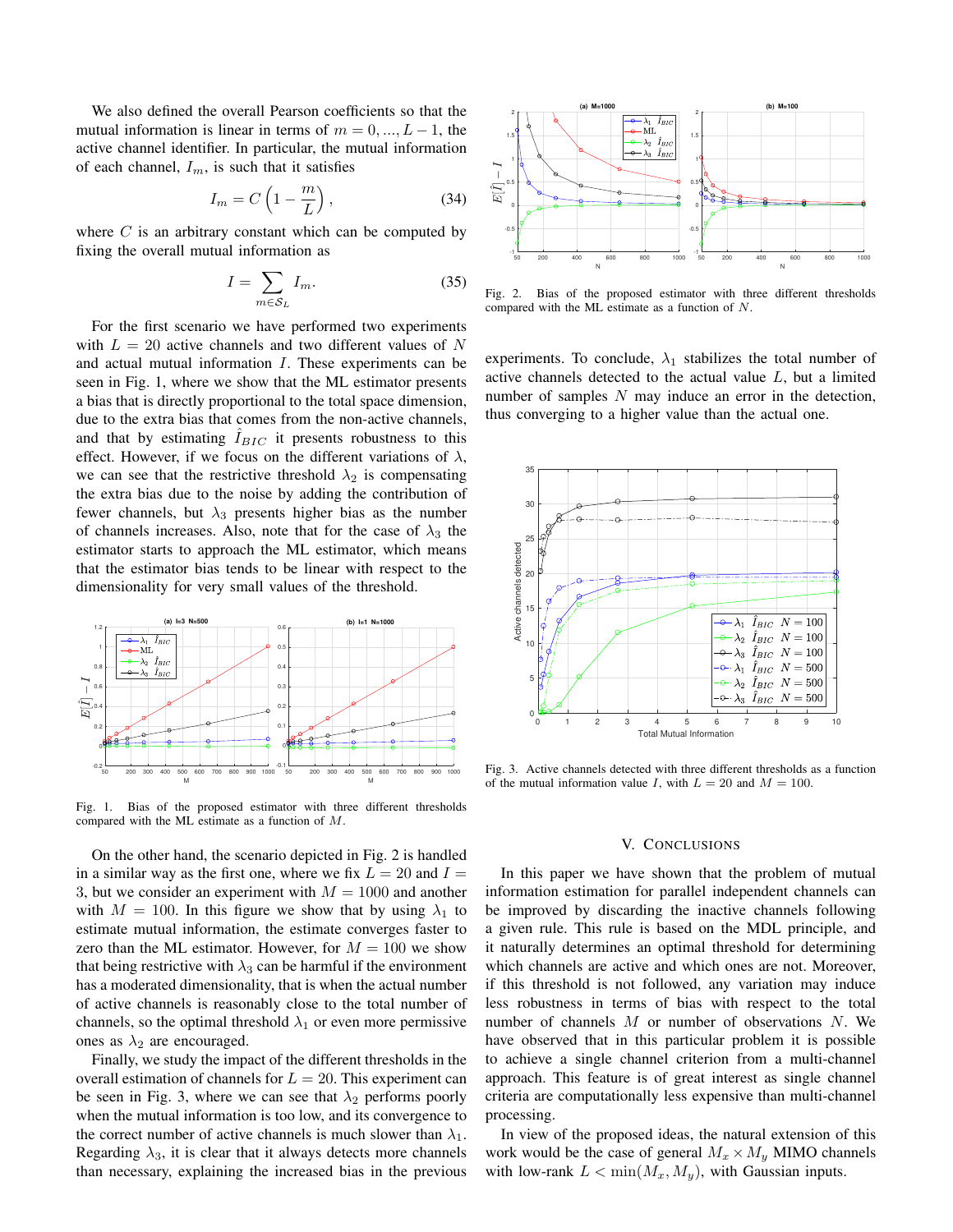We also defined the overall Pearson coefficients so that the mutual information is linear in terms of $m = 0, ..., L-1$, the active channel identifier. In particular, the mutual information of each channel, $I_m$, is such that it satisfies

$$I_m = C\left(1 - \frac{m}{L}\right), \tag{34}$$

where $C$ is an arbitrary constant which can be computed by fixing the overall mutual information as

$$I = \sum_{m \in \mathcal{S}_L} I_m. \tag{35}$$

For the first scenario we have performed two experiments with $L = 20$ active channels and two different values of $N$ and actual mutual information $I$. These experiments can be seen in Fig. 1, where we show that the ML estimator presents a bias that is directly proportional to the total space dimension, due to the extra bias that comes from the non-active channels, and that by estimating $\hat{I}_{BIC}$ it presents robustness to this effect. However, if we focus on the different variations of $\lambda$, we can see that the restrictive threshold $\lambda_2$ is compensating the extra bias due to the noise by adding the contribution of fewer channels, but $\lambda_3$ presents higher bias as the number of channels increases. Also, note that for the case of $\lambda_3$ the estimator starts to approach the ML estimator, which means that the estimator bias tends to be linear with respect to the dimensionality for very small values of the threshold.

Fig. 1. Bias of the proposed estimator with three different thresholds compared with the ML estimate as a function of $M$.

On the other hand, the scenario depicted in Fig. 2 is handled in a similar way as the first one, where we fix $L = 20$ and $I = 3$, but we consider an experiment with $M = 1000$ and another with $M = 100$. In this figure we show that by using $\lambda_1$ to estimate mutual information, the estimate converges faster to zero than the ML estimator. However, for $M = 100$ we show that being restrictive with $\lambda_3$ can be harmful if the environment has a moderated dimensionality, that is when the actual number of active channels is reasonably close to the total number of channels, so the optimal threshold $\lambda_1$ or even more permissive ones as $\lambda_2$ are encouraged.

Finally, we study the impact of the different thresholds in the overall estimation of channels for $L = 20$. This experiment can be seen in Fig. 3, where we can see that $\lambda_2$ performs poorly when the mutual information is too low, and its convergence to the correct number of active channels is much slower than $\lambda_1$. Regarding $\lambda_3$, it is clear that it always detects more channels than necessary, explaining the increased bias in the previous experiments. To conclude, $\lambda_1$ stabilizes the total number of active channels detected to the actual value $L$, but a limited number of samples $N$ may induce an error in the detection, thus converging to a higher value than the actual one.

Fig. 2. Bias of the proposed estimator with three different thresholds compared with the ML estimate as a function of $N$.

Fig. 3. Active channels detected with three different thresholds as a function of the mutual information value $I$, with $L = 20$ and $M = 100$.

## V. Conclusions

In this paper we have shown that the problem of mutual information estimation for parallel independent channels can be improved by discarding the inactive channels following a given rule. This rule is based on the MDL principle, and it naturally determines an optimal threshold for determining which channels are active and which ones are not. Moreover, if this threshold is not followed, any variation may induce less robustness in terms of bias with respect to the total number of channels $M$ or number of observations $N$. We have observed that in this particular problem it is possible to achieve a single channel criterion from a multi-channel approach. This feature is of great interest as single channel criteria are computationally less expensive than multi-channel processing.

In view of the proposed ideas, the natural extension of this work would be the case of general $M_x \times M_y$ MIMO channels with low-rank $L < \min(M_x, M_y)$, with Gaussian inputs.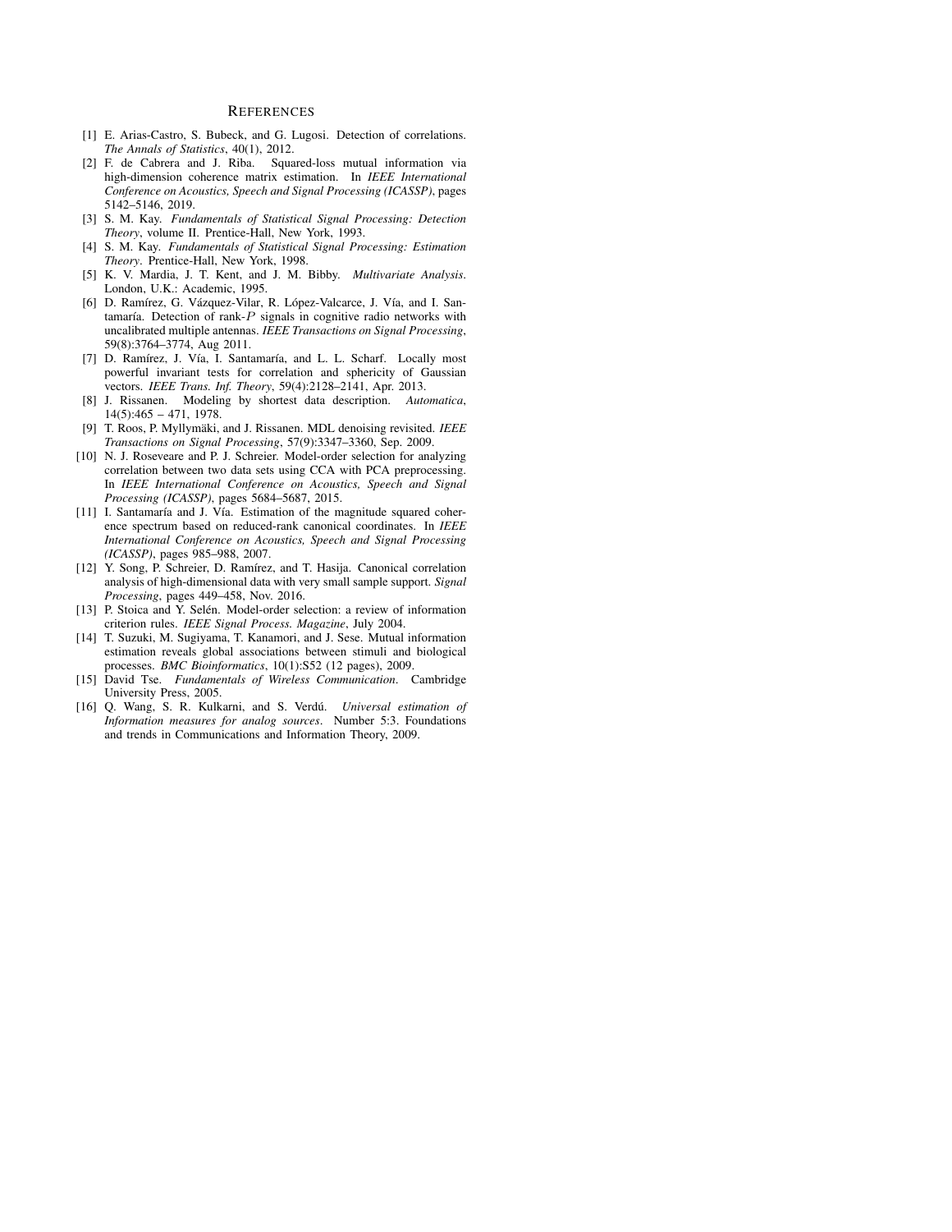# References

[1] E. Arias-Castro, S. Bubeck, and G. Lugosi. Detection of correlations. *The Annals of Statistics*, 40(1), 2012.

[2] F. de Cabrera and J. Riba. Squared-loss mutual information via high-dimension coherence matrix estimation. In *IEEE International Conference on Acoustics, Speech and Signal Processing (ICASSP)*, pages 5142–5146, 2019.

[3] S. M. Kay. *Fundamentals of Statistical Signal Processing: Detection Theory*, volume II. Prentice-Hall, New York, 1993.

[4] S. M. Kay. *Fundamentals of Statistical Signal Processing: Estimation Theory*. Prentice-Hall, New York, 1998.

[5] K. V. Mardia, J. T. Kent, and J. M. Bibby. *Multivariate Analysis*. London, U.K.: Academic, 1995.

[6] D. Ramírez, G. Vázquez-Vilar, R. López-Valcarce, J. Vía, and I. Santamaría. Detection of rank-$P$ signals in cognitive radio networks with uncalibrated multiple antennas. *IEEE Transactions on Signal Processing*, 59(8):3764–3774, Aug 2011.

[7] D. Ramírez, J. Vía, I. Santamaría, and L. L. Scharf. Locally most powerful invariant tests for correlation and sphericity of Gaussian vectors. *IEEE Trans. Inf. Theory*, 59(4):2128–2141, Apr. 2013.

[8] J. Rissanen. Modeling by shortest data description. *Automatica*, 14(5):465 – 471, 1978.

[9] T. Roos, P. Myllymäki, and J. Rissanen. MDL denoising revisited. *IEEE Transactions on Signal Processing*, 57(9):3347–3360, Sep. 2009.

[10] N. J. Roseveare and P. J. Schreier. Model-order selection for analyzing correlation between two data sets using CCA with PCA preprocessing. In *IEEE International Conference on Acoustics, Speech and Signal Processing (ICASSP)*, pages 5684–5687, 2015.

[11] I. Santamaría and J. Vía. Estimation of the magnitude squared coherence spectrum based on reduced-rank canonical coordinates. In *IEEE International Conference on Acoustics, Speech and Signal Processing (ICASSP)*, pages 985–988, 2007.

[12] Y. Song, P. Schreier, D. Ramírez, and T. Hasija. Canonical correlation analysis of high-dimensional data with very small sample support. *Signal Processing*, pages 449–458, Nov. 2016.

[13] P. Stoica and Y. Selén. Model-order selection: a review of information criterion rules. *IEEE Signal Process. Magazine*, July 2004.

[14] T. Suzuki, M. Sugiyama, T. Kanamori, and J. Sese. Mutual information estimation reveals global associations between stimuli and biological processes. *BMC Bioinformatics*, 10(1):S52 (12 pages), 2009.

[15] David Tse. *Fundamentals of Wireless Communication*. Cambridge University Press, 2005.

[16] Q. Wang, S. R. Kulkarni, and S. Verdú. *Universal estimation of Information measures for analog sources*. Number 5:3. Foundations and trends in Communications and Information Theory, 2009.